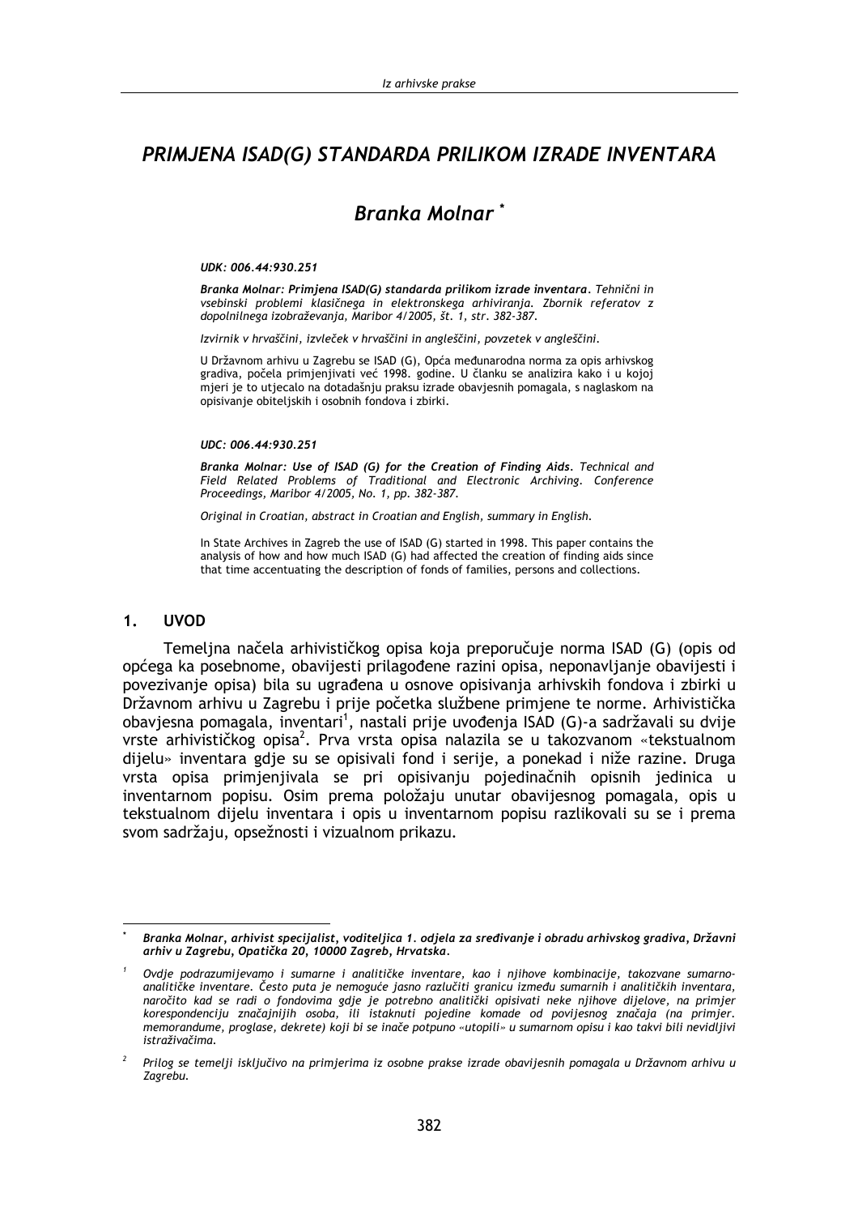# PRIMJENA ISAD(G) STANDARDA PRILIKOM IZRADE INVENTARA

## Branka Molnar *

*UDK: 006.44:930.251*

***Branka Molnar: Primjena ISAD(G) standarda prilikom izrade inventara**. Tehnični in vsebinski problemi klasičnega in elektronskega arhiviranja. Zbornik referatov z dopolnilnega izobraževanja, Maribor 4/2005, št. 1, str. 382-387.*

*Izvirnik v hrvaščini, izvleček v hrvaščini in angleščini, povzetek v angleščini.*

U Državnom arhivu u Zagrebu se ISAD (G), Opća međunarodna norma za opis arhivskog gradiva, počela primjenjivati već 1998. godine. U članku se analizira kako i u kojoj mjeri je to utjecalo na dotadašnju praksu izrade obavjesnih pomagala, s naglaskom na opisivanje obiteljskih i osobnih fondova i zbirki.

*UDC: 006.44:930.251*

***Branka Molnar: Use of ISAD (G) for the Creation of Finding Aids**. Technical and Field Related Problems of Traditional and Electronic Archiving. Conference Proceedings, Maribor 4/2005, No. 1, pp. 382-387.*

*Original in Croatian, abstract in Croatian and English, summary in English.*

In State Archives in Zagreb the use of ISAD (G) started in 1998. This paper contains the analysis of how and how much ISAD (G) had affected the creation of finding aids since that time accentuating the description of fonds of families, persons and collections.

## 1. UVOD

Temeljna načela arhivističkog opisa koja preporučuje norma ISAD (G) (opis od općega ka posebnome, obavijesti prilagođene razini opisa, neponavljanje obavijesti i povezivanje opisa) bila su ugrađena u osnove opisivanja arhivskih fondova i zbirki u Državnom arhivu u Zagrebu i prije početka službene primjene te norme. Arhivistička obavjesna pomagala, inventari[1], nastali prije uvođenja ISAD (G)-a sadržavali su dvije vrste arhivističkog opisa[2]. Prva vrsta opisa nalazila se u takozvanom «tekstualnom dijelu» inventara gdje su se opisivali fond i serije, a ponekad i niže razine. Druga vrsta opisa primjenjivala se pri opisivanju pojedinačnih opisnih jedinica u inventarnom popisu. Osim prema položaju unutar obavijesnog pomagala, opis u tekstualnom dijelu inventara i opis u inventarnom popisu razlikovali su se i prema svom sadržaju, opsežnosti i vizualnom prikazu.

---

\* *Branka Molnar, arhivist specijalist, voditeljica 1. odjela za sređivanje i obradu arhivskog gradiva, Državni arhiv u Zagrebu, Opatička 20, 10000 Zagreb, Hrvatska.*

[1] *Ovdje podrazumijevamo i sumarne i analitičke inventare, kao i njihove kombinacije, takozvane sumarno-analitičke inventare. Često puta je nemoguće jasno razlučiti granicu između sumarnih i analitičkih inventara, naročito kad se radi o fondovima gdje je potrebno analitički opisivati neke njihove dijelove, na primjer korespondenciju značajnijih osoba, ili istaknuti pojedine komade od povijesnog značaja (na primjer. memorandume, proglase, dekrete) koji bi se inače potpuno «utopili» u sumarnom opisu i kao takvi bili nevidljivi istraživačima.*

[2] *Prilog se temelji isključivo na primjerima iz osobne prakse izrade obavijesnih pomagala u Državnom arhivu u Zagrebu.*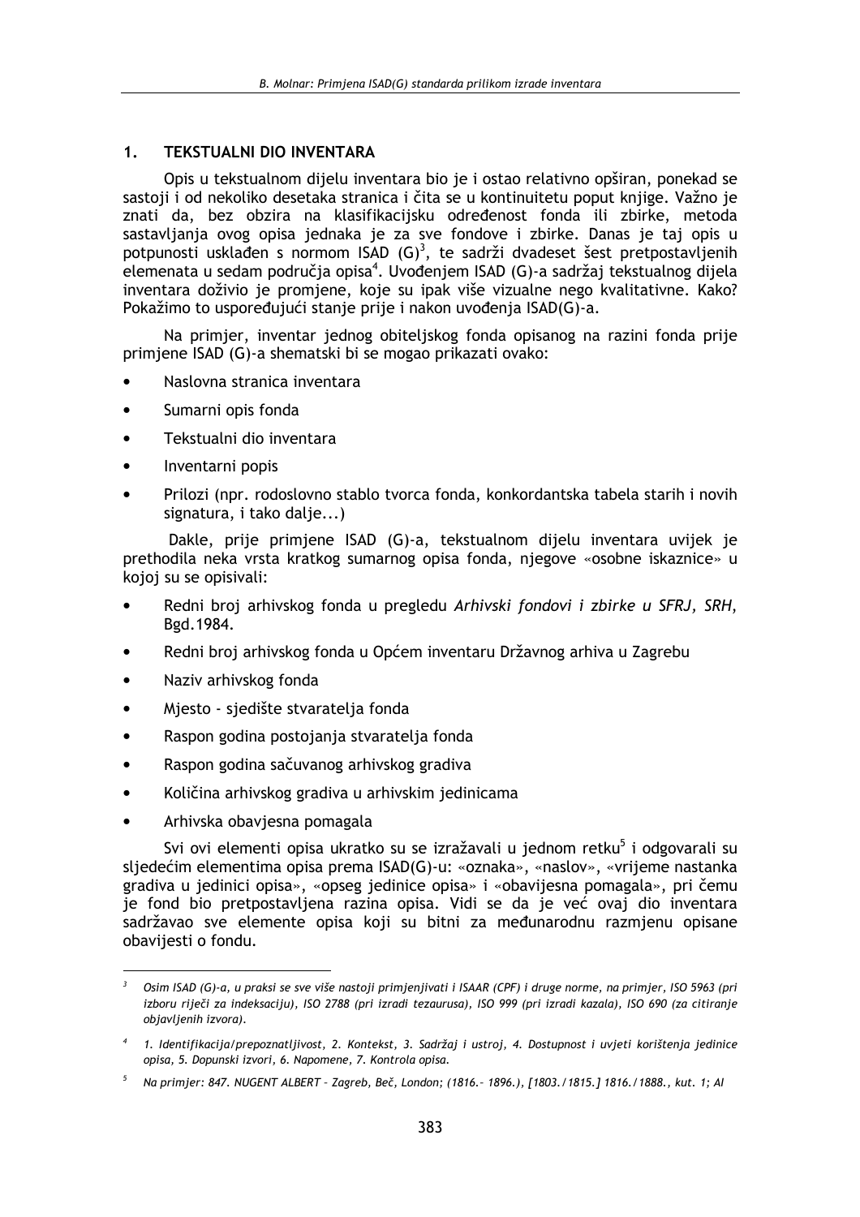## 1. TEKSTUALNI DIO INVENTARA

Opis u tekstualnom dijelu inventara bio je i ostao relativno opširan, ponekad se sastoji i od nekoliko desetaka stranica i čita se u kontinuitetu poput knjige. Važno je znati da, bez obzira na klasifikacijsku određenost fonda ili zbirke, metoda sastavljanja ovog opisa jednaka je za sve fondove i zbirke. Danas je taj opis u potpunosti usklađen s normom ISAD (G)[3], te sadrži dvadeset šest pretpostavljenih elemenata u sedam područja opisa[4]. Uvođenjem ISAD (G)-a sadržaj tekstualnog dijela inventara doživio je promjene, koje su ipak više vizualne nego kvalitativne. Kako? Pokažimo to uspoređujući stanje prije i nakon uvođenja ISAD(G)-a.

Na primjer, inventar jednog obiteljskog fonda opisanog na razini fonda prije primjene ISAD (G)-a shematski bi se mogao prikazati ovako:

- Naslovna stranica inventara
- Sumarni opis fonda
- Tekstualni dio inventara
- Inventarni popis
- Prilozi (npr. rodoslovno stablo tvorca fonda, konkordantska tabela starih i novih signatura, i tako dalje...)

Dakle, prije primjene ISAD (G)-a, tekstualnom dijelu inventara uvijek je prethodila neka vrsta kratkog sumarnog opisa fonda, njegove «osobne iskaznice» u kojoj su se opisivali:

- Redni broj arhivskog fonda u pregledu *Arhivski fondovi i zbirke u SFRJ, SRH*, Bgd.1984.
- Redni broj arhivskog fonda u Općem inventaru Državnog arhiva u Zagrebu
- Naziv arhivskog fonda
- Mjesto - sjedište stvaratelja fonda
- Raspon godina postojanja stvaratelja fonda
- Raspon godina sačuvanog arhivskog gradiva
- Količina arhivskog gradiva u arhivskim jedinicama
- Arhivska obavjesna pomagala

Svi ovi elementi opisa ukratko su se izražavali u jednom retku[5] i odgovarali su sljedećim elementima opisa prema ISAD(G)-u: «oznaka», «naslov», «vrijeme nastanka gradiva u jedinici opisa», «opseg jedinice opisa» i «obavijesna pomagala», pri čemu je fond bio pretpostavljena razina opisa. Vidi se da je već ovaj dio inventara sadržavao sve elemente opisa koji su bitni za međunarodnu razmjenu opisane obavijesti o fondu.

---

[3] *Osim ISAD (G)-a, u praksi se sve više nastoji primjenjivati i ISAAR (CPF) i druge norme, na primjer, ISO 5963 (pri izboru riječi za indeksaciju), ISO 2788 (pri izradi tezaurusa), ISO 999 (pri izradi kazala), ISO 690 (za citiranje objavljenih izvora).*

[4] *1. Identifikacija/prepoznatljivost, 2. Kontekst, 3. Sadržaj i ustroj, 4. Dostupnost i uvjeti korištenja jedinice opisa, 5. Dopunski izvori, 6. Napomene, 7. Kontrola opisa.*

[5] *Na primjer: 847. NUGENT ALBERT – Zagreb, Beč, London; (1816.– 1896.), [1803./1815.] 1816./1888., kut. 1; AI*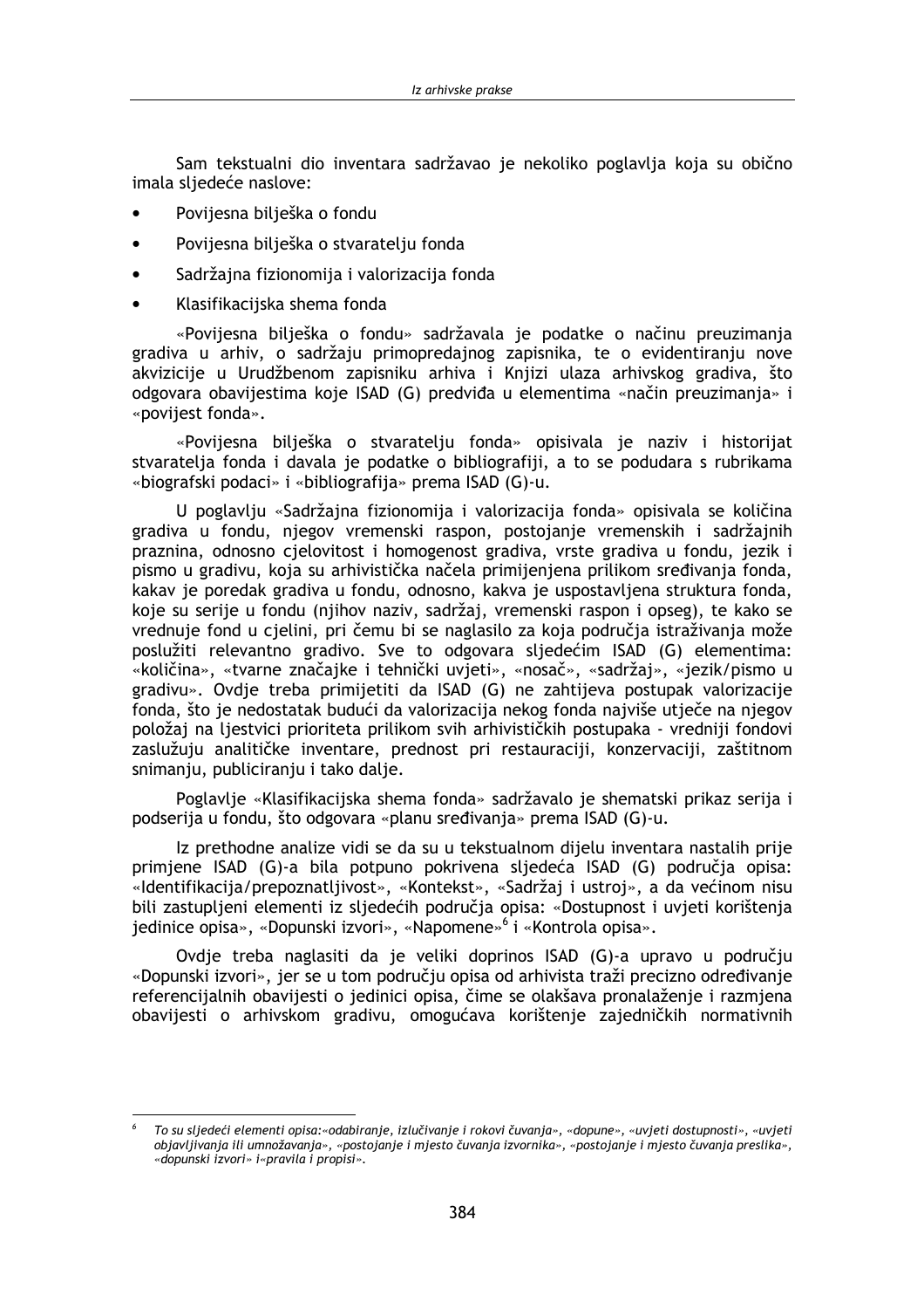Sam tekstualni dio inventara sadržavao je nekoliko poglavlja koja su obično imala sljedeće naslove:

- Povijesna bilješka o fondu
- Povijesna bilješka o stvaratelju fonda
- Sadržajna fizionomija i valorizacija fonda
- Klasifikacijska shema fonda

«Povijesna bilješka o fondu» sadržavala je podatke o načinu preuzimanja gradiva u arhiv, o sadržaju primopredajnog zapisnika, te o evidentiranju nove akvizicije u Urudžbenom zapisniku arhiva i Knjizi ulaza arhivskog gradiva, što odgovara obavijestima koje ISAD (G) predviđa u elementima «način preuzimanja» i «povijest fonda».

«Povijesna bilješka o stvaratelju fonda» opisivala je naziv i historijat stvaratelja fonda i davala je podatke o bibliografiji, a to se podudara s rubrikama «biografski podaci» i «bibliografija» prema ISAD (G)-u.

U poglavlju «Sadržajna fizionomija i valorizacija fonda» opisivala se količina gradiva u fondu, njegov vremenski raspon, postojanje vremenskih i sadržajnih praznina, odnosno cjelovitost i homogenost gradiva, vrste gradiva u fondu, jezik i pismo u gradivu, koja su arhivistička načela primijenjena prilikom sređivanja fonda, kakav je poredak gradiva u fondu, odnosno, kakva je uspostavljena struktura fonda, koje su serije u fondu (njihov naziv, sadržaj, vremenski raspon i opseg), te kako se vrednuje fond u cjelini, pri čemu bi se naglasilo za koja područja istraživanja može poslužiti relevantno gradivo. Sve to odgovara sljedećim ISAD (G) elementima: «količina», «tvarne značajke i tehnički uvjeti», «nosač», «sadržaj», «jezik/pismo u gradivu». Ovdje treba primijetiti da ISAD (G) ne zahtijeva postupak valorizacije fonda, što je nedostatak budući da valorizacija nekog fonda najviše utječe na njegov položaj na ljestvici prioriteta prilikom svih arhivističkih postupaka - vredniji fondovi zaslužuju analitičke inventare, prednost pri restauraciji, konzervaciji, zaštitnom snimanju, publiciranju i tako dalje.

Poglavlje «Klasifikacijska shema fonda» sadržavalo je shematski prikaz serija i podserija u fondu, što odgovara «planu sređivanja» prema ISAD (G)-u.

Iz prethodne analize vidi se da su u tekstualnom dijelu inventara nastalih prije primjene ISAD (G)-a bila potpuno pokrivena sljedeća ISAD (G) područja opisa: «Identifikacija/prepoznatljivost», «Kontekst», «Sadržaj i ustroj», a da većinom nisu bili zastupljeni elementi iz sljedećih područja opisa: «Dostupnost i uvjeti korištenja jedinice opisa», «Dopunski izvori», «Napomene»[6] i «Kontrola opisa».

Ovdje treba naglasiti da je veliki doprinos ISAD (G)-a upravo u području «Dopunski izvori», jer se u tom području opisa od arhivista traži precizno određivanje referencijalnih obavijesti o jedinici opisa, čime se olakšava pronalaženje i razmjena obavijesti o arhivskom gradivu, omogućava korištenje zajedničkih normativnih

---

[6] *To su sljedeći elementi opisa:«odabiranje, izlučivanje i rokovi čuvanja», «dopune», «uvjeti dostupnosti», «uvjeti objavljivanja ili umnožavanja», «postojanje i mjesto čuvanja izvornika», «postojanje i mjesto čuvanja preslika», «dopunski izvori» i«pravila i propisi».*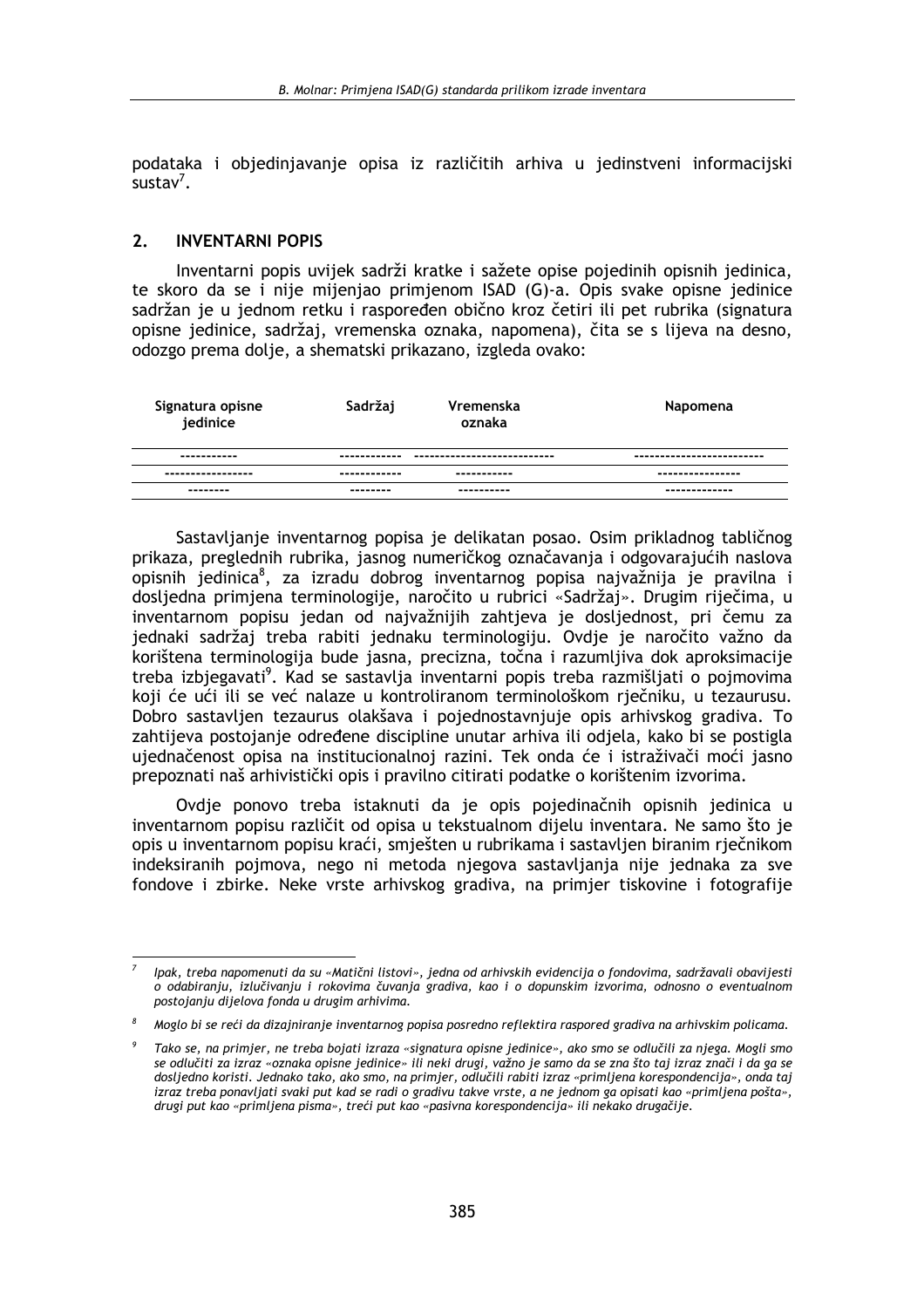podataka i objedinjavanje opisa iz različitih arhiva u jedinstveni informacijski sustav[7].

## 2. INVENTARNI POPIS

Inventarni popis uvijek sadrži kratke i sažete opise pojedinih opisnih jedinica, te skoro da se i nije mijenjao primjenom ISAD (G)-a. Opis svake opisne jedinice sadržan je u jednom retku i raspoređen obično kroz četiri ili pet rubrika (signatura opisne jedinice, sadržaj, vremenska oznaka, napomena), čita se s lijeva na desno, odozgo prema dolje, a shematski prikazano, izgleda ovako:

| Signatura opisne jedinice | Sadržaj | Vremenska oznaka | Napomena |
|---|---|---|---|
| ----------- | ------------ | -------------------------- | ------------------------- |
| ----------------- | ------------ | ----------- | ---------------- |
| -------- | -------- | ---------- | ------------- |

Sastavljanje inventarnog popisa je delikatan posao. Osim prikladnog tabličnog prikaza, preglednih rubrika, jasnog numeričkog označavanja i odgovarajućih naslova opisnih jedinica[8], za izradu dobrog inventarnog popisa najvažnija je pravilna i dosljedna primjena terminologije, naročito u rubrici «Sadržaj». Drugim riječima, u inventarnom popisu jedan od najvažnijih zahtjeva je dosljednost, pri čemu za jednaki sadržaj treba rabiti jednaku terminologiju. Ovdje je naročito važno da korištena terminologija bude jasna, precizna, točna i razumljiva dok aproksimacije treba izbjegavati[9]. Kad se sastavlja inventarni popis treba razmišljati o pojmovima koji će ući ili se već nalaze u kontroliranom terminološkom rječniku, u tezaurusu. Dobro sastavljen tezaurus olakšava i pojednostavnjuje opis arhivskog gradiva. To zahtijeva postojanje određene discipline unutar arhiva ili odjela, kako bi se postigla ujednačenost opisa na institucionalnoj razini. Tek onda će i istraživači moći jasno prepoznati naš arhivistički opis i pravilno citirati podatke o korištenim izvorima.

Ovdje ponovo treba istaknuti da je opis pojedinačnih opisnih jedinica u inventarnom popisu različit od opisa u tekstualnom dijelu inventara. Ne samo što je opis u inventarnom popisu kraći, smješten u rubrikama i sastavljen biranim rječnikom indeksiranih pojmova, nego ni metoda njegova sastavljanja nije jednaka za sve fondove i zbirke. Neke vrste arhivskog gradiva, na primjer tiskovine i fotografije

---

[7] *Ipak, treba napomenuti da su «Matični listovi», jedna od arhivskih evidencija o fondovima, sadržavali obavijesti o odabiranju, izlučivanju i rokovima čuvanja gradiva, kao i o dopunskim izvorima, odnosno o eventualnom postojanju dijelova fonda u drugim arhivima.*

[8] *Moglo bi se reći da dizajniranje inventarnog popisa posredno reflektira raspored gradiva na arhivskim policama.*

[9] *Tako se, na primjer, ne treba bojati izraza «signatura opisne jedinice», ako smo se odlučili za njega. Mogli smo se odlučiti za izraz «oznaka opisne jedinice» ili neki drugi, važno je samo da se zna što taj izraz znači i da ga se dosljedno koristi. Jednako tako, ako smo, na primjer, odlučili rabiti izraz «primljena korespondencija», onda taj izraz treba ponavljati svaki put kad se radi o gradivu takve vrste, a ne jednom ga opisati kao «primljena pošta», drugi put kao «primljena pisma», treći put kao «pasivna korespondencija» ili nekako drugačije.*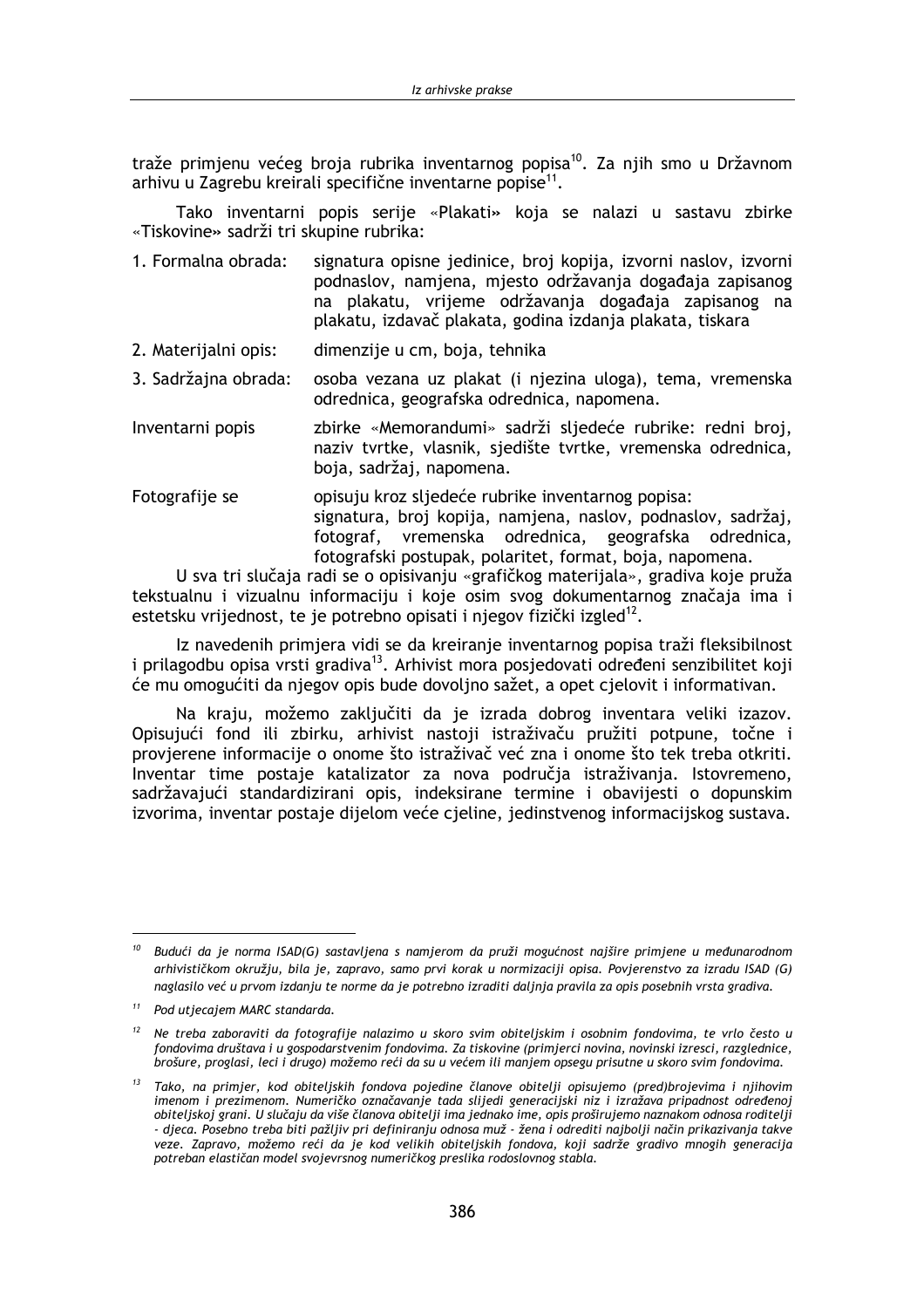traže primjenu većeg broja rubrika inventarnog popisa[10]. Za njih smo u Državnom arhivu u Zagrebu kreirali specifične inventarne popise[11].

Tako inventarni popis serije «Plakati» koja se nalazi u sastavu zbirke «Tiskovine» sadrži tri skupine rubrika:

1. Formalna obrada: signatura opisne jedinice, broj kopija, izvorni naslov, izvorni podnaslov, namjena, mjesto održavanja događaja zapisanog na plakatu, vrijeme održavanja događaja zapisanog na plakatu, izdavač plakata, godina izdanja plakata, tiskara

2. Materijalni opis: dimenzije u cm, boja, tehnika

3. Sadržajna obrada: osoba vezana uz plakat (i njezina uloga), tema, vremenska odrednica, geografska odrednica, napomena.

Inventarni popis zbirke «Memorandumi» sadrži sljedeće rubrike: redni broj, naziv tvrtke, vlasnik, sjedište tvrtke, vremenska odrednica, boja, sadržaj, napomena.

Fotografije se opisuju kroz sljedeće rubrike inventarnog popisa: signatura, broj kopija, namjena, naslov, podnaslov, sadržaj, fotograf, vremenska odrednica, geografska odrednica, fotografski postupak, polaritet, format, boja, napomena.

U sva tri slučaja radi se o opisivanju «grafičkog materijala», gradiva koje pruža tekstualnu i vizualnu informaciju i koje osim svog dokumentarnog značaja ima i estetsku vrijednost, te je potrebno opisati i njegov fizički izgled[12].

Iz navedenih primjera vidi se da kreiranje inventarnog popisa traži fleksibilnost i prilagodbu opisa vrsti gradiva[13]. Arhivist mora posjedovati određeni senzibilitet koji će mu omogućiti da njegov opis bude dovoljno sažet, a opet cjelovit i informativan.

Na kraju, možemo zaključiti da je izrada dobrog inventara veliki izazov. Opisujući fond ili zbirku, arhivist nastoji istraživaču pružiti potpune, točne i provjerene informacije o onome što istraživač već zna i onome što tek treba otkriti. Inventar time postaje katalizator za nova područja istraživanja. Istovremeno, sadržavajući standardizirani opis, indeksirane termine i obavijesti o dopunskim izvorima, inventar postaje dijelom veće cjeline, jedinstvenog informacijskog sustava.

---

[10] *Budući da je norma ISAD(G) sastavljena s namjerom da pruži mogućnost najšire primjene u međunarodnom arhivističkom okružju, bila je, zapravo, samo prvi korak u normizaciji opisa. Povjerenstvo za izradu ISAD (G) naglasilo već u prvom izdanju te norme da je potrebno izraditi daljnja pravila za opis posebnih vrsta gradiva.*

[11] *Pod utjecajem MARC standarda.*

[12] *Ne treba zaboraviti da fotografije nalazimo u skoro svim obiteljskim i osobnim fondovima, te vrlo često u fondovima društava i u gospodarstvenim fondovima. Za tiskovine (primjerci novina, novinski izresci, razglednice, brošure, proglasi, leci i drugo) možemo reći da su u većem ili manjem opsegu prisutne u skoro svim fondovima.*

[13] *Tako, na primjer, kod obiteljskih fondova pojedine članove obitelji opisujemo (pred)brojevima i njihovim imenom i prezimenom. Numeričko označavanje tada slijedi generacijski niz i izražava pripadnost određenoj obiteljskoj grani. U slučaju da više članova obitelji ima jednako ime, opis proširujemo naznakom odnosa roditelji - djeca. Posebno treba biti pažljiv pri definiranju odnosa muž - žena i odrediti najbolji način prikazivanja takve veze. Zapravo, možemo reći da je kod velikih obiteljskih fondova, koji sadrže gradivo mnogih generacija potreban elastičan model svojevrsnog numeričkog preslika rodoslovnog stabla.*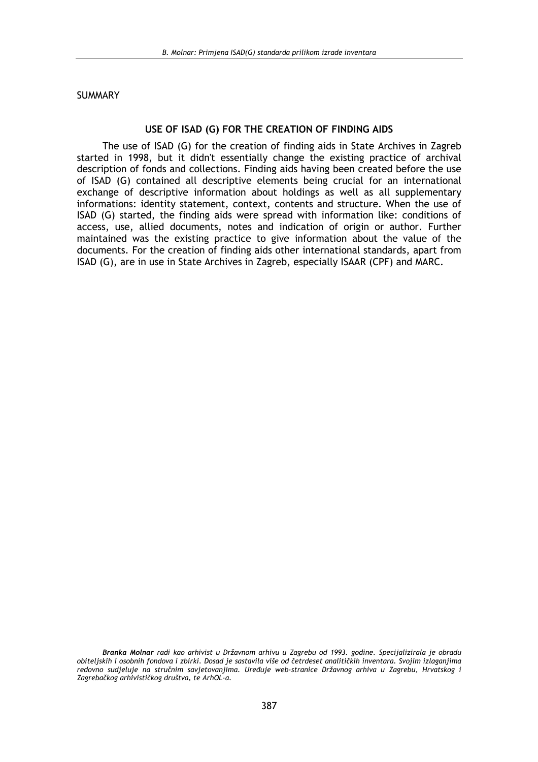SUMMARY

## USE OF ISAD (G) FOR THE CREATION OF FINDING AIDS

The use of ISAD (G) for the creation of finding aids in State Archives in Zagreb started in 1998, but it didn't essentially change the existing practice of archival description of fonds and collections. Finding aids having been created before the use of ISAD (G) contained all descriptive elements being crucial for an international exchange of descriptive information about holdings as well as all supplementary informations: identity statement, context, contents and structure. When the use of ISAD (G) started, the finding aids were spread with information like: conditions of access, use, allied documents, notes and indication of origin or author. Further maintained was the existing practice to give information about the value of the documents. For the creation of finding aids other international standards, apart from ISAD (G), are in use in State Archives in Zagreb, especially ISAAR (CPF) and MARC.

***Branka Molnar*** *radi kao arhivist u Državnom arhivu u Zagrebu od 1993. godine. Specijalizirala je obradu obiteljskih i osobnih fondova i zbirki. Dosad je sastavila više od četrdeset analitičkih inventara. Svojim izlaganjima redovno sudjeluje na stručnim savjetovanjima. Uređuje web-stranice Državnog arhiva u Zagrebu, Hrvatskog i Zagrebačkog arhivističkog društva, te ArhOL-a.*